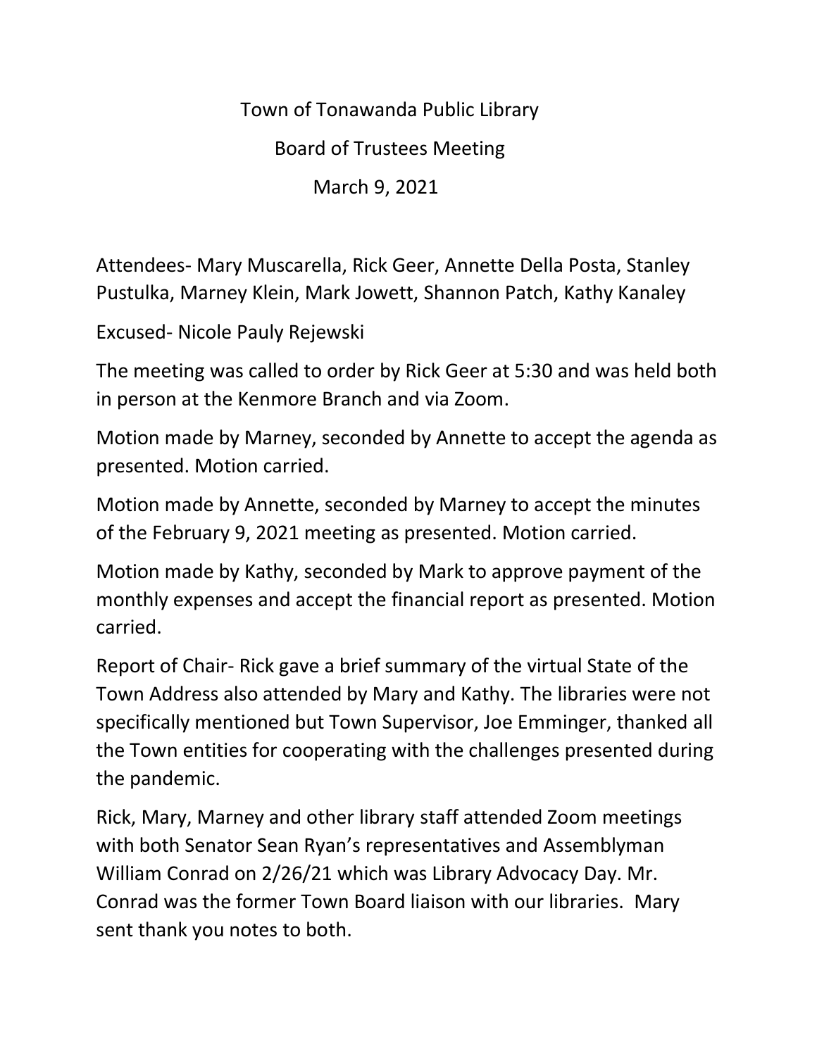# Town of Tonawanda Public Library

## Board of Trustees Meeting

### March 9, 2021

Attendees- Mary Muscarella, Rick Geer, Annette Della Posta, Stanley Pustulka, Marney Klein, Mark Jowett, Shannon Patch, Kathy Kanaley

Excused- Nicole Pauly Rejewski

The meeting was called to order by Rick Geer at 5:30 and was held both in person at the Kenmore Branch and via Zoom.

Motion made by Marney, seconded by Annette to accept the agenda as presented. Motion carried.

Motion made by Annette, seconded by Marney to accept the minutes of the February 9, 2021 meeting as presented. Motion carried.

Motion made by Kathy, seconded by Mark to approve payment of the monthly expenses and accept the financial report as presented. Motion carried.

Report of Chair- Rick gave a brief summary of the virtual State of the Town Address also attended by Mary and Kathy. The libraries were not specifically mentioned but Town Supervisor, Joe Emminger, thanked all the Town entities for cooperating with the challenges presented during the pandemic.

Rick, Mary, Marney and other library staff attended Zoom meetings with both Senator Sean Ryan's representatives and Assemblyman William Conrad on 2/26/21 which was Library Advocacy Day. Mr. Conrad was the former Town Board liaison with our libraries. Mary sent thank you notes to both.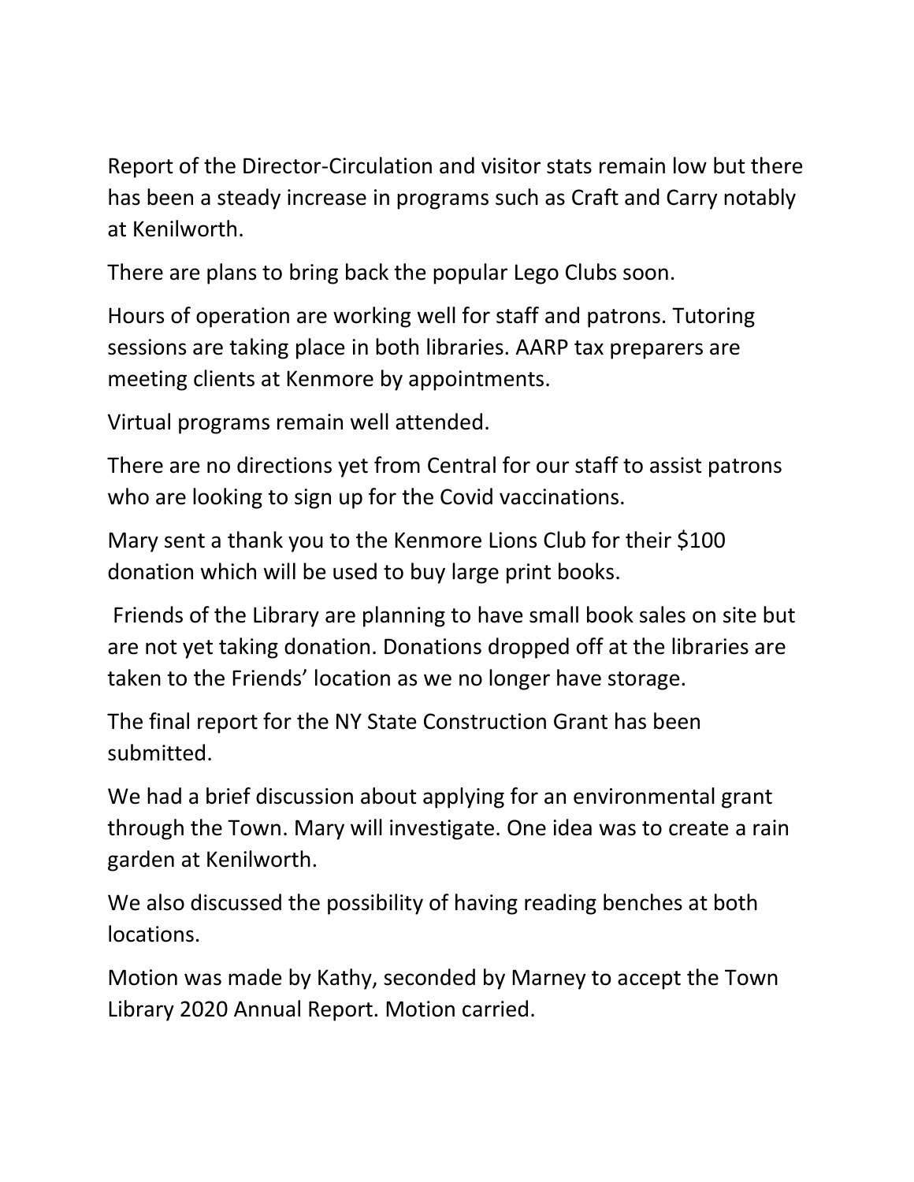Report of the Director-Circulation and visitor stats remain low but there has been a steady increase in programs such as Craft and Carry notably at Kenilworth.

There are plans to bring back the popular Lego Clubs soon.

Hours of operation are working well for staff and patrons. Tutoring sessions are taking place in both libraries. AARP tax preparers are meeting clients at Kenmore by appointments.

Virtual programs remain well attended.

There are no directions yet from Central for our staff to assist patrons who are looking to sign up for the Covid vaccinations.

Mary sent a thank you to the Kenmore Lions Club for their $100 donation which will be used to buy large print books.

Friends of the Library are planning to have small book sales on site but are not yet taking donation. Donations dropped off at the libraries are taken to the Friends' location as we no longer have storage.

The final report for the NY State Construction Grant has been submitted.

We had a brief discussion about applying for an environmental grant through the Town. Mary will investigate. One idea was to create a rain garden at Kenilworth.

We also discussed the possibility of having reading benches at both locations.

Motion was made by Kathy, seconded by Marney to accept the Town Library 2020 Annual Report. Motion carried.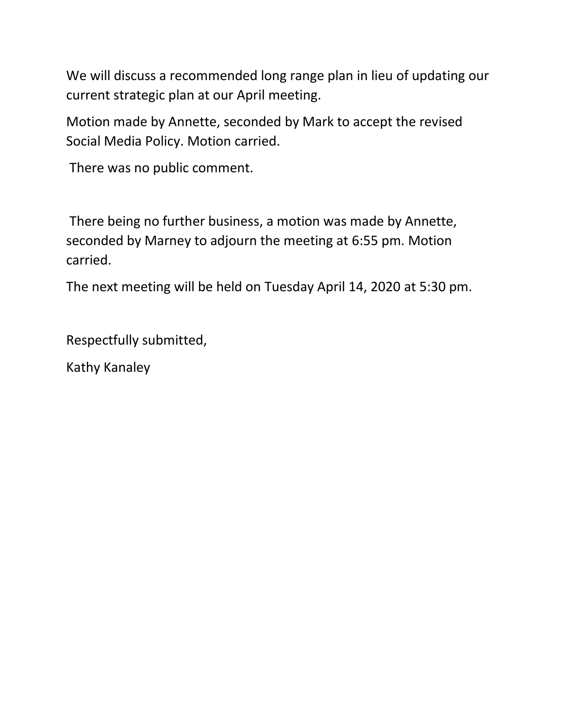We will discuss a recommended long range plan in lieu of updating our current strategic plan at our April meeting.

Motion made by Annette, seconded by Mark to accept the revised Social Media Policy. Motion carried.

There was no public comment.

There being no further business, a motion was made by Annette, seconded by Marney to adjourn the meeting at 6:55 pm. Motion carried.

The next meeting will be held on Tuesday April 14, 2020 at 5:30 pm.

Respectfully submitted,

Kathy Kanaley